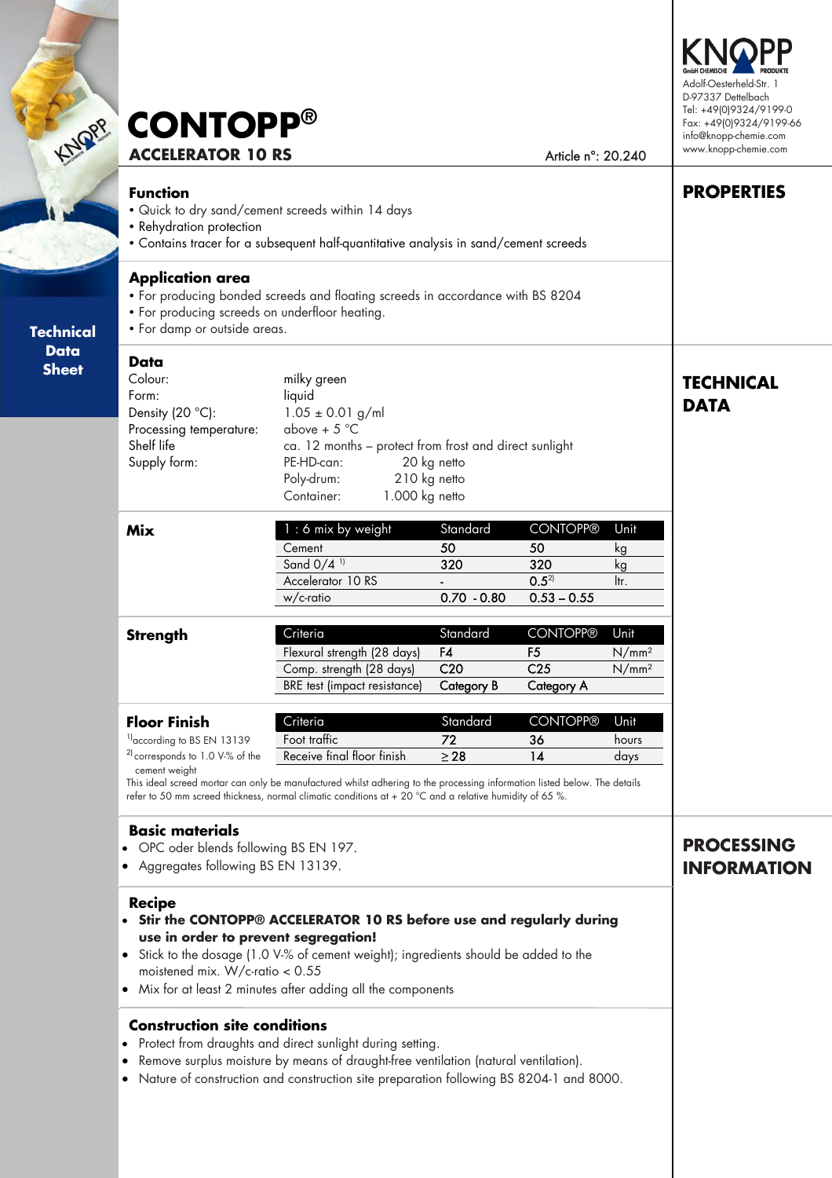KNOPP GmbH CHEMISCHE PRODUKTE
Adolf-Oesterheld-Str. 1
D-97337 Dettelbach
Tel: +49(0)9324/9199-0
Fax: +49(0)9324/9199-66
info@knopp-chemie.com
www.knopp-chemie.com

Technical Data Sheet

# CONTOPP®

## ACCELERATOR 10 RS

Article n°: 20.240

## PROPERTIES

### Function

- Quick to dry sand/cement screeds within 14 days
- Rehydration protection
- Contains tracer for a subsequent half-quantitative analysis in sand/cement screeds

### Application area

- For producing bonded screeds and floating screeds in accordance with BS 8204
- For producing screeds on underfloor heating.
- For damp or outside areas.

## TECHNICAL DATA

### Data

| | |
|---|---|
| Colour: | milky green |
| Form: | liquid |
| Density (20 °C): | 1.05 ± 0.01 g/ml |
| Processing temperature: | above + 5 °C |
| Shelf life | ca. 12 months – protect from frost and direct sunlight |
| Supply form: | PE-HD-can: 20 kg netto |
| | Poly-drum: 210 kg netto |
| | Container: 1.000 kg netto |

### Mix

| 1 : 6 mix by weight | Standard | CONTOPP® | Unit |
|---|---|---|---|
| Cement | 50 | 50 | kg |
| Sand 0/4 [1] | 320 | 320 | kg |
| Accelerator 10 RS | - | 0.5[2] | ltr. |
| w/c-ratio | 0.70 - 0.80 | 0.53 – 0.55 | |

### Strength

| Criteria | Standard | CONTOPP® | Unit |
|---|---|---|---|
| Flexural strength (28 days) | F4 | F5 | N/mm² |
| Comp. strength (28 days) | C20 | C25 | N/mm² |
| BRE test (impact resistance) | Category B | Category A | |

### Floor Finish

| Criteria | Standard | CONTOPP® | Unit |
|---|---|---|---|
| Foot traffic | 72 | 36 | hours |
| Receive final floor finish | ≥ 28 | 14 | days |

[1] according to BS EN 13139

[2] corresponds to 1.0 V-% of the cement weight

This ideal screed mortar can only be manufactured whilst adhering to the processing information listed below. The details refer to 50 mm screed thickness, normal climatic conditions at + 20 °C and a relative humidity of 65 %.

## PROCESSING INFORMATION

### Basic materials

- OPC oder blends following BS EN 197.
- Aggregates following BS EN 13139.

### Recipe

- **Stir the CONTOPP® ACCELERATOR 10 RS before use and regularly during use in order to prevent segregation!**
- Stick to the dosage (1.0 V-% of cement weight); ingredients should be added to the moistened mix. W/c-ratio < 0.55
- Mix for at least 2 minutes after adding all the components

### Construction site conditions

- Protect from draughts and direct sunlight during setting.
- Remove surplus moisture by means of draught-free ventilation (natural ventilation).
- Nature of construction and construction site preparation following BS 8204-1 and 8000.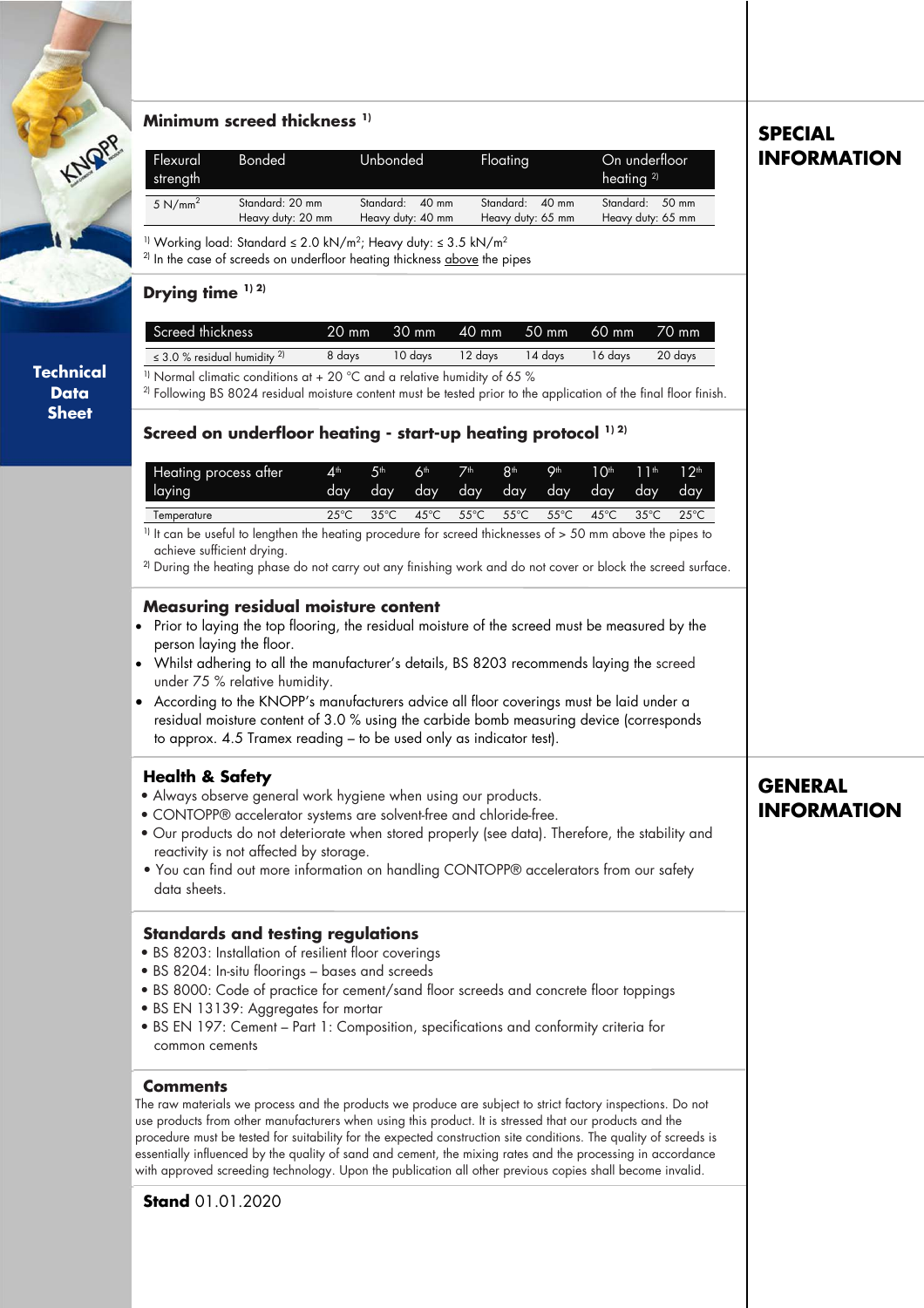**Technical Data Sheet**

## SPECIAL INFORMATION

### Minimum screed thickness [1)]

| Flexural strength | Bonded | Unbonded | Floating | On underfloor heating [2)] |
|---|---|---|---|---|
| 5 N/mm² | Standard: 20 mm<br>Heavy duty: 20 mm | Standard: 40 mm<br>Heavy duty: 40 mm | Standard: 40 mm<br>Heavy duty: 65 mm | Standard: 50 mm<br>Heavy duty: 65 mm |

[1)] Working load: Standard ≤ 2.0 kN/m²; Heavy duty: ≤ 3.5 kN/m²
[2)] In the case of screeds on underfloor heating thickness above the pipes

### Drying time [1) 2)]

| Screed thickness | 20 mm | 30 mm | 40 mm | 50 mm | 60 mm | 70 mm |
|---|---|---|---|---|---|---|
| ≤ 3.0 % residual humidity [2)] | 8 days | 10 days | 12 days | 14 days | 16 days | 20 days |

[1)] Normal climatic conditions at + 20 °C and a relative humidity of 65 %
[2)] Following BS 8024 residual moisture content must be tested prior to the application of the final floor finish.

### Screed on underfloor heating - start-up heating protocol [1) 2)]

| Heating process after laying | 4th day | 5th day | 6th day | 7th day | 8th day | 9th day | 10th day | 11th day | 12th day |
|---|---|---|---|---|---|---|---|---|---|
| Temperature | 25°C | 35°C | 45°C | 55°C | 55°C | 55°C | 45°C | 35°C | 25°C |

[1)] It can be useful to lengthen the heating procedure for screed thicknesses of > 50 mm above the pipes to achieve sufficient drying.
[2)] During the heating phase do not carry out any finishing work and do not cover or block the screed surface.

### Measuring residual moisture content

- Prior to laying the top flooring, the residual moisture of the screed must be measured by the person laying the floor.
- Whilst adhering to all the manufacturer's details, BS 8203 recommends laying the screed under 75 % relative humidity.
- According to the KNOPP's manufacturers advice all floor coverings must be laid under a residual moisture content of 3.0 % using the carbide bomb measuring device (corresponds to approx. 4.5 Tramex reading – to be used only as indicator test).

## GENERAL INFORMATION

### Health & Safety

- Always observe general work hygiene when using our products.
- CONTOPP® accelerator systems are solvent-free and chloride-free.
- Our products do not deteriorate when stored properly (see data). Therefore, the stability and reactivity is not affected by storage.
- You can find out more information on handling CONTOPP® accelerators from our safety data sheets.

### Standards and testing regulations

- BS 8203: Installation of resilient floor coverings
- BS 8204: In-situ floorings – bases and screeds
- BS 8000: Code of practice for cement/sand floor screeds and concrete floor toppings
- BS EN 13139: Aggregates for mortar
- BS EN 197: Cement – Part 1: Composition, specifications and conformity criteria for common cements

### Comments

The raw materials we process and the products we produce are subject to strict factory inspections. Do not use products from other manufacturers when using this product. It is stressed that our products and the procedure must be tested for suitability for the expected construction site conditions. The quality of screeds is essentially influenced by the quality of sand and cement, the mixing rates and the processing in accordance with approved screeding technology. Upon the publication all other previous copies shall become invalid.

**Stand** 01.01.2020